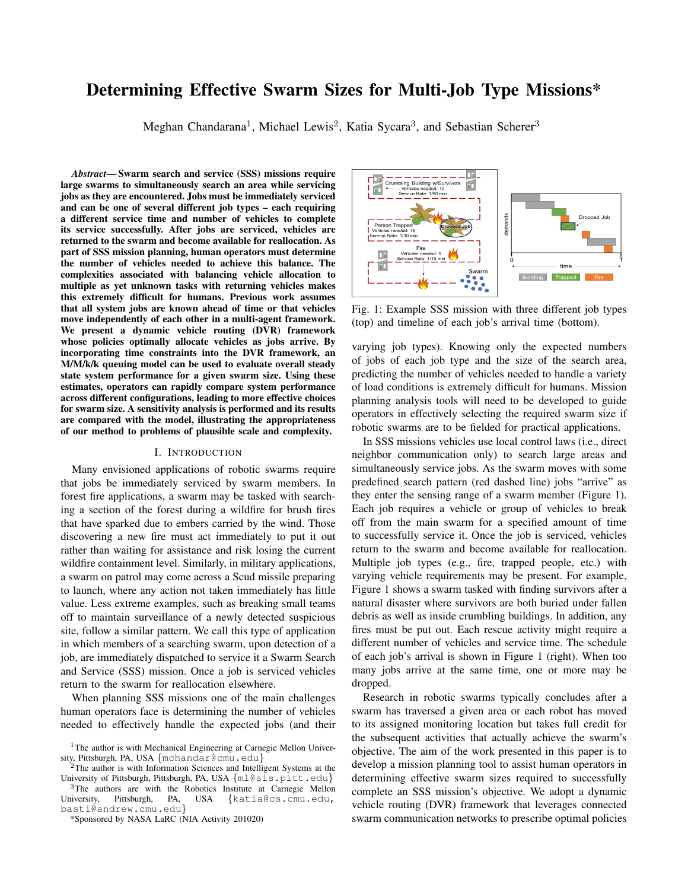# Determining Effective Swarm Sizes for Multi-Job Type Missions*

Meghan Chandarana[1], Michael Lewis[2], Katia Sycara[3], and Sebastian Scherer[3]

***Abstract*— Swarm search and service (SSS) missions require large swarms to simultaneously search an area while servicing jobs as they are encountered. Jobs must be immediately serviced and can be one of several different job types – each requiring a different service time and number of vehicles to complete its service successfully. After jobs are serviced, vehicles are returned to the swarm and become available for reallocation. As part of SSS mission planning, human operators must determine the number of vehicles needed to achieve this balance. The complexities associated with balancing vehicle allocation to multiple as yet unknown tasks with returning vehicles makes this extremely difficult for humans. Previous work assumes that all system jobs are known ahead of time or that vehicles move independently of each other in a multi-agent framework. We present a dynamic vehicle routing (DVR) framework whose policies optimally allocate vehicles as jobs arrive. By incorporating time constraints into the DVR framework, an M/M/k/k queuing model can be used to evaluate overall steady state system performance for a given swarm size. Using these estimates, operators can rapidly compare system performance across different configurations, leading to more effective choices for swarm size. A sensitivity analysis is performed and its results are compared with the model, illustrating the appropriateness of our method to problems of plausible scale and complexity.**

## I. Introduction

Many envisioned applications of robotic swarms require that jobs be immediately serviced by swarm members. In forest fire applications, a swarm may be tasked with searching a section of the forest during a wildfire for brush fires that have sparked due to embers carried by the wind. Those discovering a new fire must act immediately to put it out rather than waiting for assistance and risk losing the current wildfire containment level. Similarly, in military applications, a swarm on patrol may come across a Scud missile preparing to launch, where any action not taken immediately has little value. Less extreme examples, such as breaking small teams off to maintain surveillance of a newly detected suspicious site, follow a similar pattern. We call this type of application in which members of a searching swarm, upon detection of a job, are immediately dispatched to service it a Swarm Search and Service (SSS) mission. Once a job is serviced vehicles return to the swarm for reallocation elsewhere.

When planning SSS missions one of the main challenges human operators face is determining the number of vehicles needed to effectively handle the expected jobs (and their varying job types). Knowing only the expected numbers of jobs of each job type and the size of the search area, predicting the number of vehicles needed to handle a variety of local conditions is extremely difficult for humans. Mission planning analysis tools will need to be developed to guide operators in effectively selecting the required swarm size if robotic swarms are to be fielded for practical applications.

Crumbling Building w/Survivors
Vehicles needed: 10
Service Rate: 1/60 min
Person Trapped
Vehicles needed: 15
Service Rate: 1/30 min
Dropped Job
Fire
Vehicles needed: 5
Service Rate: 1/15 min
Swarm
demands
Dropped Job
0
time
T
Building
Trapped
Fire

Fig. 1: Example SSS mission with three different job types (top) and timeline of each job's arrival time (bottom).

In SSS missions vehicles use local control laws (i.e., direct neighbor communication only) to search large areas and simultaneously service jobs. As the swarm moves with some predefined search pattern (red dashed line) jobs "arrive" as they enter the sensing range of a swarm member (Figure 1). Each job requires a vehicle or group of vehicles to break off from the main swarm for a specified amount of time to successfully service it. Once the job is serviced, vehicles return to the swarm and become available for reallocation. Multiple job types (e.g., fire, trapped people, etc.) with varying vehicle requirements may be present. For example, Figure 1 shows a swarm tasked with finding survivors after a natural disaster where survivors are both buried under fallen debris as well as inside crumbling buildings. In addition, any fires must be put out. Each rescue activity might require a different number of vehicles and service time. The schedule of each job's arrival time is shown in Figure 1 (right). When too many jobs arrive at the same time, one or more may be dropped.

Research in robotic swarms typically concludes after a swarm has traversed a given area or each robot has moved to its assigned monitoring location but takes full credit for the subsequent activities that actually achieve the swarm's objective. The aim of the work presented in this paper is to develop a mission planning tool to assist human operators in determining effective swarm sizes required to successfully complete an SSS mission's objective. We adopt a dynamic vehicle routing (DVR) framework that leverages connected swarm communication networks to prescribe optimal policies

[1]The author is with Mechanical Engineering at Carnegie Mellon University, Pittsburgh, PA, USA {mchandar@cmu.edu}

[2]The author is with Information Sciences and Intelligent Systems at the University of Pittsburgh, Pittsburgh, PA, USA {ml@sis.pitt.edu}

[3]The authors are with the Robotics Institute at Carnegie Mellon University, Pittsburgh, PA, USA {katia@cs.cmu.edu, basti@andrew.cmu.edu}

*Sponsored by NASA LaRC (NIA Activity 201020)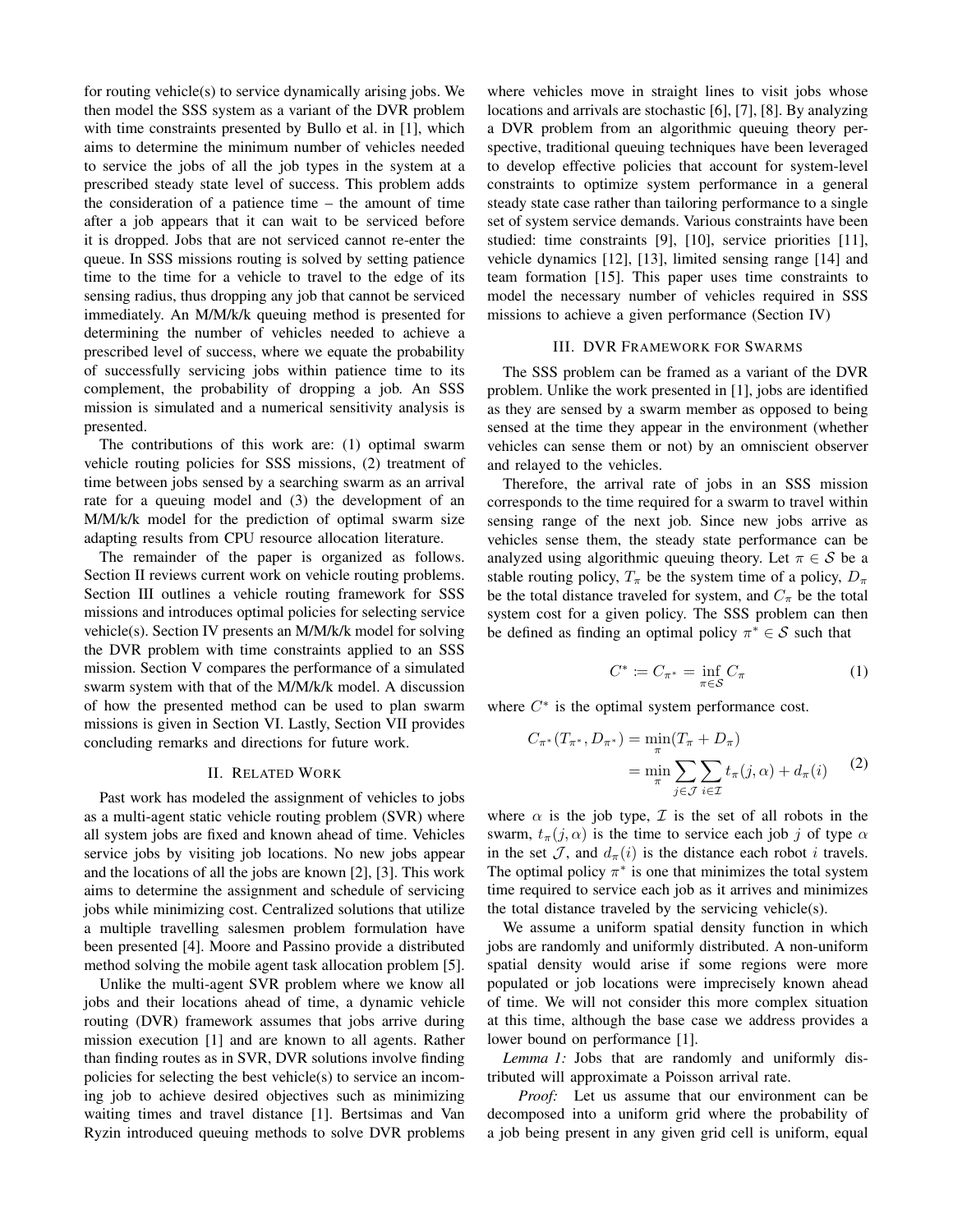for routing vehicle(s) to service dynamically arising jobs. We then model the SSS system as a variant of the DVR problem with time constraints presented by Bullo et al. in [1], which aims to determine the minimum number of vehicles needed to service the jobs of all the job types in the system at a prescribed steady state level of success. This problem adds the consideration of a patience time – the amount of time after a job appears that it can wait to be serviced before it is dropped. Jobs that are not serviced cannot re-enter the queue. In SSS missions routing is solved by setting patience time to the time for a vehicle to travel to the edge of its sensing radius, thus dropping any job that cannot be serviced immediately. An M/M/k/k queuing method is presented for determining the number of vehicles needed to achieve a prescribed level of success, where we equate the probability of successfully servicing jobs within patience time to its complement, the probability of dropping a job. An SSS mission is simulated and a numerical sensitivity analysis is presented.

The contributions of this work are: (1) optimal swarm vehicle routing policies for SSS missions, (2) treatment of time between jobs sensed by a searching swarm as an arrival rate for a queuing model and (3) the development of an M/M/k/k model for the prediction of optimal swarm size adapting results from CPU resource allocation literature.

The remainder of the paper is organized as follows. Section II reviews current work on vehicle routing problems. Section III outlines a vehicle routing framework for SSS missions and introduces optimal policies for selecting service vehicle(s). Section IV presents an M/M/k/k model for solving the DVR problem with time constraints applied to an SSS mission. Section V compares the performance of a simulated swarm system with that of the M/M/k/k model. A discussion of how the presented method can be used to plan swarm missions is given in Section VI. Lastly, Section VII provides concluding remarks and directions for future work.

## II. Related Work

Past work has modeled the assignment of vehicles to jobs as a multi-agent static vehicle routing problem (SVR) where all system jobs are fixed and known ahead of time. Vehicles service jobs by visiting job locations. No new jobs appear and the locations of all the jobs are known [2], [3]. This work aims to determine the assignment and schedule of servicing jobs while minimizing cost. Centralized solutions that utilize a multiple travelling salesmen problem formulation have been presented [4]. Moore and Passino provide a distributed method solving the mobile agent task allocation problem [5].

Unlike the multi-agent SVR problem where we know all jobs and their locations ahead of time, a dynamic vehicle routing (DVR) framework assumes that jobs arrive during mission execution [1] and are known to all agents. Rather than finding routes as in SVR, DVR solutions involve finding policies for selecting the best vehicle(s) to service an incoming job to achieve desired objectives such as minimizing waiting times and travel distance [1]. Bertsimas and Van Ryzin introduced queuing methods to solve DVR problems where vehicles move in straight lines to visit jobs whose locations and arrivals are stochastic [6], [7], [8]. By analyzing a DVR problem from an algorithmic queuing theory perspective, traditional queuing techniques have been leveraged to develop effective policies that account for system-level constraints to optimize system performance in a general steady state case rather than tailoring performance to a single set of system service demands. Various constraints have been studied: time constraints [9], [10], service priorities [11], vehicle dynamics [12], [13], limited sensing range [14] and team formation [15]. This paper uses time constraints to model the necessary number of vehicles required in SSS missions to achieve a given performance (Section IV)

## III. DVR Framework for Swarms

The SSS problem can be framed as a variant of the DVR problem. Unlike the work presented in [1], jobs are identified as they are sensed by a swarm member as opposed to being sensed at the time they appear in the environment (whether vehicles can sense them or not) by an omniscient observer and relayed to the vehicles.

Therefore, the arrival rate of jobs in an SSS mission corresponds to the time required for a swarm to travel within sensing range of the next job. Since new jobs arrive as vehicles sense them, the steady state performance can be analyzed using algorithmic queuing theory. Let $\pi \in \mathcal{S}$ be a stable routing policy, $T_\pi$ be the system time of a policy, $D_\pi$ be the total distance traveled for system, and $C_\pi$ be the total system cost for a given policy. The SSS problem can then be defined as finding an optimal policy $\pi^* \in \mathcal{S}$ such that

$$C^* := C_{\pi^*} = \inf_{\pi \in \mathcal{S}} C_\pi \tag{1}$$

where $C^*$ is the optimal system performance cost.

$$\begin{aligned} C_{\pi^*}(T_{\pi^*}, D_{\pi^*}) &= \min_{\pi}(T_\pi + D_\pi) \\ &= \min_{\pi} \sum_{j \in \mathcal{J}} \sum_{i \in \mathcal{I}} t_\pi(j, \alpha) + d_\pi(i) \end{aligned} \tag{2}$$

where $\alpha$ is the job type, $\mathcal{I}$ is the set of all robots in the swarm, $t_\pi(j, \alpha)$ is the time to service each job $j$ of type $\alpha$ in the set $\mathcal{J}$, and $d_\pi(i)$ is the distance each robot $i$ travels. The optimal policy $\pi^*$ is one that minimizes the total system time required to service each job as it arrives and minimizes the total distance traveled by the servicing vehicle(s).

We assume a uniform spatial density function in which jobs are randomly and uniformly distributed. A non-uniform spatial density would arise if some regions were more populated or job locations were imprecisely known ahead of time. We will not consider this more complex situation at this time, although the base case we address provides a lower bound on performance [1].

*Lemma 1:* Jobs that are randomly and uniformly distributed will approximate a Poisson arrival rate.

*Proof:* Let us assume that our environment can be decomposed into a uniform grid where the probability of a job being present in any given grid cell is uniform, equal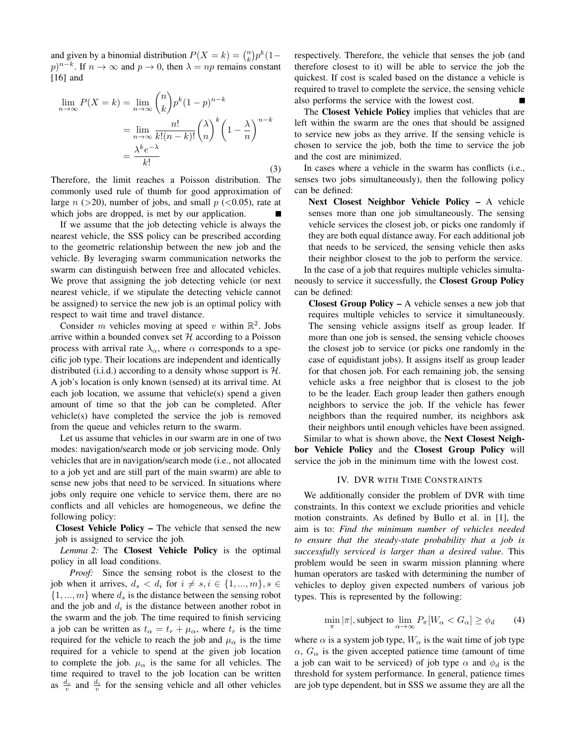and given by a binomial distribution $P(X = k) = \binom{n}{k} p^k (1-p)^{n-k}$. If $n \to \infty$ and $p \to 0$, then $\lambda = np$ remains constant [16] and

$$\lim_{n\to\infty} P(X = k) = \lim_{n\to\infty} \binom{n}{k} p^k (1-p)^{n-k} = \lim_{n\to\infty} \frac{n!}{k!(n-k)!} \left(\frac{\lambda}{n}\right)^k \left(1 - \frac{\lambda}{n}\right)^{n-k} = \frac{\lambda^k e^{-\lambda}}{k!} \tag{3}$$

Therefore, the limit reaches a Poisson distribution. The commonly used rule of thumb for good approximation of large $n$ (>20), number of jobs, and small $p$ (<0.05), rate at which jobs are dropped, is met by our application. ∎

If we assume that the job detecting vehicle is always the nearest vehicle, the SSS policy can be prescribed according to the geometric relationship between the new job and the vehicle. By leveraging swarm communication networks the swarm can distinguish between free and allocated vehicles. We prove that assigning the job detecting vehicle (or next nearest vehicle, if we stipulate the detecting vehicle cannot be assigned) to service the new job is an optimal policy with respect to wait time and travel distance.

Consider $m$ vehicles moving at speed $v$ within $\mathbb{R}^2$. Jobs arrive within a bounded convex set $\mathcal{H}$ according to a Poisson process with arrival rate $\lambda_\alpha$, where $\alpha$ corresponds to a specific job type. Their locations are independent and identically distributed (i.i.d.) according to a density whose support is $\mathcal{H}$. A job's location is only known (sensed) at its arrival time. At each job location, we assume that vehicle(s) spend a given amount of time so that the job can be completed. After vehicle(s) have completed the service the job is removed from the queue and vehicles return to the swarm.

Let us assume that vehicles in our swarm are in one of two modes: navigation/search mode or job servicing mode. Only vehicles that are in navigation/search mode (i.e., not allocated to a job yet and are still part of the main swarm) are able to sense new jobs that need to be serviced. In situations where jobs only require one vehicle to service them, there are no conflicts and all vehicles are homogeneous, we define the following policy:

**Closest Vehicle Policy –** The vehicle that sensed the new job is assigned to service the job.

*Lemma 2:* The **Closest Vehicle Policy** is the optimal policy in all load conditions.

*Proof:* Since the sensing robot is the closest to the job when it arrives, $d_s < d_i$ for $i \neq s, i \in \{1, ..., m\}, s \in \{1, ..., m\}$ where $d_s$ is the distance between the sensing robot and the job and $d_i$ is the distance between another robot in the swarm and the job. The time required to finish servicing a job can be written as $t_\alpha = t_r + \mu_\alpha$, where $t_r$ is the time required for the vehicle to reach the job and $\mu_\alpha$ is the time required for a vehicle to spend at the given job location to complete the job. $\mu_\alpha$ is the same for all vehicles. The time required to travel to the job location can be written as $\frac{d_s}{v}$ and $\frac{d_i}{v}$ for the sensing vehicle and all other vehicles respectively. Therefore, the vehicle that senses the job (and therefore closest to it) will be able to service the job the quickest. If cost is scaled based on the distance a vehicle is required to travel to complete the service, the sensing vehicle also performs the service with the lowest cost. ∎

The **Closest Vehicle Policy** implies that vehicles that are left within the swarm are the ones that should be assigned to service new jobs as they arrive. If the sensing vehicle is chosen to service the job, both the time to service the job and the cost are minimized.

In cases where a vehicle in the swarm has conflicts (i.e., senses two jobs simultaneously), then the following policy can be defined:

**Next Closest Neighbor Vehicle Policy –** A vehicle senses more than one job simultaneously. The sensing vehicle services the closest job, or picks one randomly if they are both equal distance away. For each additional job that needs to be serviced, the sensing vehicle then asks their neighbor closest to the job to perform the service.

In the case of a job that requires multiple vehicles simultaneously to service it successfully, the **Closest Group Policy** can be defined:

**Closest Group Policy –** A vehicle senses a new job that requires multiple vehicles to service it simultaneously. The sensing vehicle assigns itself as group leader. If more than one job is sensed, the sensing vehicle chooses the closest job to service (or picks one randomly in the case of equidistant jobs). It assigns itself as group leader for that chosen job. For each remaining job, the sensing vehicle asks a free neighbor that is closest to the job to be the leader. Each group leader then gathers enough neighbors to service the job. If the vehicle has fewer neighbors than the required number, its neighbors ask their neighbors until enough vehicles have been assigned.

Similar to what is shown above, the **Next Closest Neighbor Vehicle Policy** and the **Closest Group Policy** will service the job in the minimum time with the lowest cost.

## IV. DVR WITH TIME CONSTRAINTS

We additionally consider the problem of DVR with time constraints. In this context we exclude priorities and vehicle motion constraints. As defined by Bullo et al. in [1], the aim is to: *Find the minimum number of vehicles needed to ensure that the steady-state probability that a job is successfully serviced is larger than a desired value*. This problem would be seen in swarm mission planning where human operators are tasked with determining the number of vehicles to deploy given expected numbers of various job types. This is represented by the following:

$$\min_\pi |\pi|, \text{subject to} \lim_{\alpha\to\infty} P_\pi[W_\alpha < G_\alpha] \geq \phi_d \tag{4}$$

where $\alpha$ is a system job type, $W_\alpha$ is the wait time of job type $\alpha$, $G_\alpha$ is the given accepted patience time (amount of time a job can wait to be serviced) of job type $\alpha$ and $\phi_d$ is the threshold for system performance. In general, patience times are job type dependent, but in SSS we assume they are all the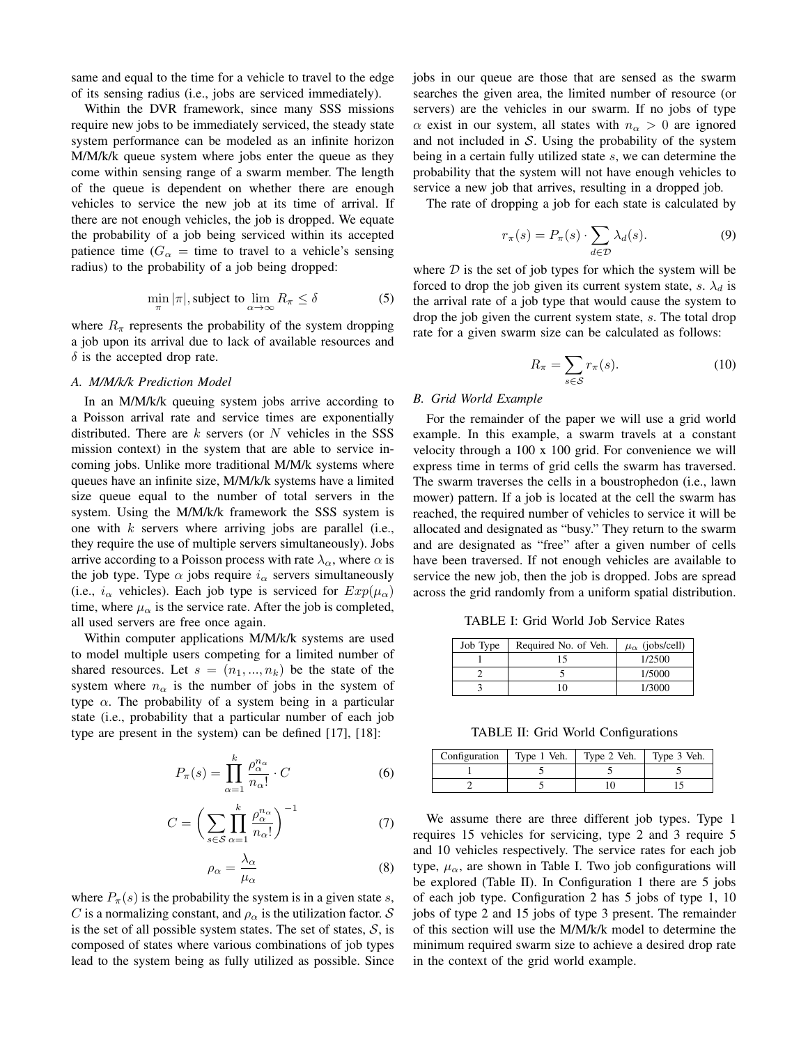same and equal to the time for a vehicle to travel to the edge of its sensing radius (i.e., jobs are serviced immediately).

Within the DVR framework, since many SSS missions require new jobs to be immediately serviced, the steady state system performance can be modeled as an infinite horizon M/M/k/k queue system where jobs enter the queue as they come within sensing range of a swarm member. The length of the queue is dependent on whether there are enough vehicles to service the new job at its time of arrival. If there are not enough vehicles, the job is dropped. We equate the probability of a job being serviced within its accepted patience time ($G_\alpha$ = time to travel to a vehicle's sensing radius) to the probability of a job being dropped:

$$\min_{\pi} |\pi|, \text{subject to} \lim_{\alpha \to \infty} R_\pi \leq \delta \tag{5}$$

where $R_\pi$ represents the probability of the system dropping a job upon its arrival due to lack of available resources and $\delta$ is the accepted drop rate.

### A. M/M/k/k Prediction Model

In an M/M/k/k queuing system jobs arrive according to a Poisson arrival rate and service times are exponentially distributed. There are $k$ servers (or $N$ vehicles in the SSS mission context) in the system that are able to service incoming jobs. Unlike more traditional M/M/k systems where queues have an infinite size, M/M/k/k systems have a limited size queue equal to the number of total servers in the system. Using the M/M/k/k framework the SSS system is one with $k$ servers where arriving jobs are parallel (i.e., they require the use of multiple servers simultaneously). Jobs arrive according to a Poisson process with rate $\lambda_\alpha$, where $\alpha$ is the job type. Type $\alpha$ jobs require $i_\alpha$ servers simultaneously (i.e., $i_\alpha$ vehicles). Each job type is serviced for $Exp(\mu_\alpha)$ time, where $\mu_\alpha$ is the service rate. After the job is completed, all used servers are free once again.

Within computer applications M/M/k/k systems are used to model multiple users competing for a limited number of shared resources. Let $s = (n_1, ..., n_k)$ be the state of the system where $n_\alpha$ is the number of jobs in the system of type $\alpha$. The probability of a system being in a particular state (i.e., probability that a particular number of each job type are present in the system) can be defined [17], [18]:

$$P_\pi(s) = \prod_{\alpha=1}^{k} \frac{\rho_\alpha^{n_\alpha}}{n_\alpha!} \cdot C \tag{6}$$

$$C = \left( \sum_{s \in \mathcal{S}} \prod_{\alpha=1}^{k} \frac{\rho_\alpha^{n_\alpha}}{n_\alpha!} \right)^{-1} \tag{7}$$

$$\rho_\alpha = \frac{\lambda_\alpha}{\mu_\alpha} \tag{8}$$

where $P_\pi(s)$ is the probability the system is in a given state $s$, $C$ is a normalizing constant, and $\rho_\alpha$ is the utilization factor. $\mathcal{S}$ is the set of all possible system states. The set of states, $\mathcal{S}$, is composed of states where various combinations of job types lead to the system being as fully utilized as possible. Since jobs in our queue are those that are sensed as the swarm searches the given area, the limited number of resource (or servers) are the vehicles in our swarm. If no jobs of type $\alpha$ exist in our system, all states with $n_\alpha > 0$ are ignored and not included in $\mathcal{S}$. Using the probability of the system being in a certain fully utilized state $s$, we can determine the probability that the system will not have enough vehicles to service a new job that arrives, resulting in a dropped job.

The rate of dropping a job for each state is calculated by

$$r_\pi(s) = P_\pi(s) \cdot \sum_{d \in \mathcal{D}} \lambda_d(s). \tag{9}$$

where $\mathcal{D}$ is the set of job types for which the system will be forced to drop the job given its current system state, $s$. $\lambda_d$ is the arrival rate of a job type that would cause the system to drop the job given the current system state, $s$. The total drop rate for a given swarm size can be calculated as follows:

$$R_\pi = \sum_{s \in \mathcal{S}} r_\pi(s). \tag{10}$$

### B. Grid World Example

For the remainder of the paper we will use a grid world example. In this example, a swarm travels at a constant velocity through a 100 x 100 grid. For convenience we will express time in terms of grid cells the swarm has traversed. The swarm traverses the cells in a boustrophedon (i.e., lawn mower) pattern. If a job is located at the cell the swarm has reached, the required number of vehicles to service it will be allocated and designated as "busy." They return to the swarm and are designated as "free" after a given number of cells have been traversed. If not enough vehicles are available to service the new job, then the job is dropped. Jobs are spread across the grid randomly from a uniform spatial distribution.

TABLE I: Grid World Job Service Rates

| Job Type | Required No. of Veh. | $\mu_\alpha$ (jobs/cell) |
|---|---|---|
| 1 | 15 | 1/2500 |
| 2 | 5 | 1/5000 |
| 3 | 10 | 1/3000 |

TABLE II: Grid World Configurations

| Configuration | Type 1 Veh. | Type 2 Veh. | Type 3 Veh. |
|---|---|---|---|
| 1 | 5 | 5 | 5 |
| 2 | 5 | 10 | 15 |

We assume there are three different job types. Type 1 requires 15 vehicles for servicing, type 2 and 3 require 5 and 10 vehicles respectively. The service rates for each job type, $\mu_\alpha$, are shown in Table I. Two job configurations will be explored (Table II). In Configuration 1 there are 5 jobs of each job type. Configuration 2 has 5 jobs of type 1, 10 jobs of type 2 and 15 jobs of type 3 present. The remainder of this section will use the M/M/k/k model to determine the minimum required swarm size to achieve a desired drop rate in the context of the grid world example.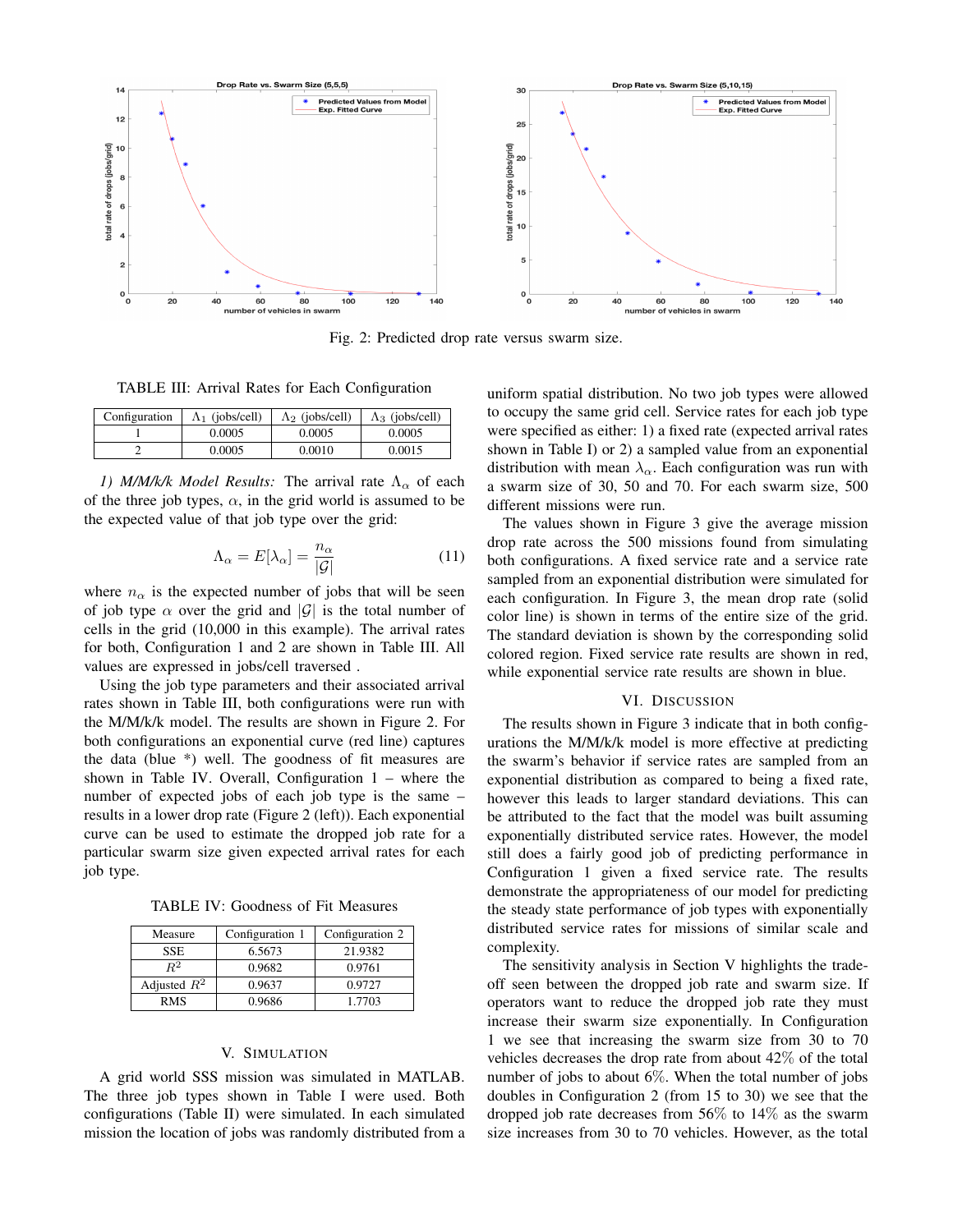Fig. 2: Predicted drop rate versus swarm size.

TABLE III: Arrival Rates for Each Configuration

| Configuration | $\Lambda_1$ (jobs/cell) | $\Lambda_2$ (jobs/cell) | $\Lambda_3$ (jobs/cell) |
|---|---|---|---|
| 1 | 0.0005 | 0.0005 | 0.0005 |
| 2 | 0.0005 | 0.0010 | 0.0015 |

*1) M/M/k/k Model Results:* The arrival rate $\Lambda_\alpha$ of each of the three job types, $\alpha$, in the grid world is assumed to be the expected value of that job type over the grid:

$$\Lambda_\alpha = E[\lambda_\alpha] = \frac{n_\alpha}{|\mathcal{G}|} \tag{11}$$

where $n_\alpha$ is the expected number of jobs that will be seen of job type $\alpha$ over the grid and $|\mathcal{G}|$ is the total number of cells in the grid (10,000 in this example). The arrival rates for both, Configuration 1 and 2 are shown in Table III. All values are expressed in jobs/cell traversed .

Using the job type parameters and their associated arrival rates shown in Table III, both configurations were run with the M/M/k/k model. The results are shown in Figure 2. For both configurations an exponential curve (red line) captures the data (blue *) well. The goodness of fit measures are shown in Table IV. Overall, Configuration 1 – where the number of expected jobs of each job type is the same – results in a lower drop rate (Figure 2 (left)). Each exponential curve can be used to estimate the dropped job rate for a particular swarm size given expected arrival rates for each job type.

TABLE IV: Goodness of Fit Measures

| Measure | Configuration 1 | Configuration 2 |
|---|---|---|
| SSE | 6.5673 | 21.9382 |
| $R^2$ | 0.9682 | 0.9761 |
| Adjusted $R^2$ | 0.9637 | 0.9727 |
| RMS | 0.9686 | 1.7703 |

## V. Simulation

A grid world SSS mission was simulated in MATLAB. The three job types shown in Table I were used. Both configurations (Table II) were simulated. In each simulated mission the location of jobs was randomly distributed from a uniform spatial distribution. No two job types were allowed to occupy the same grid cell. Service rates for each job type were specified as either: 1) a fixed rate (expected arrival rates shown in Table I) or 2) a sampled value from an exponential distribution with mean $\lambda_\alpha$. Each configuration was run with a swarm size of 30, 50 and 70. For each swarm size, 500 different missions were run.

The values shown in Figure 3 give the average mission drop rate across the 500 missions found from simulating both configurations. A fixed service rate and a service rate sampled from an exponential distribution were simulated for each configuration. In Figure 3, the mean drop rate (solid color line) is shown in terms of the entire size of the grid. The standard deviation is shown by the corresponding solid colored region. Fixed service rate results are shown in red, while exponential service rate results are shown in blue.

## VI. Discussion

The results shown in Figure 3 indicate that in both configurations the M/M/k/k model is more effective at predicting the swarm's behavior if service rates are sampled from an exponential distribution as compared to being a fixed rate, however this leads to larger standard deviations. This can be attributed to the fact that the model was built assuming exponentially distributed service rates. However, the model still does a fairly good job of predicting performance in Configuration 1 given a fixed service rate. The results demonstrate the appropriateness of our model for predicting the steady state performance of job types with exponentially distributed service rates for missions of similar scale and complexity.

The sensitivity analysis in Section V highlights the tradeoff seen between the dropped job rate and swarm size. If operators want to reduce the dropped job rate they must increase their swarm size exponentially. In Configuration 1 we see that increasing the swarm size from 30 to 70 vehicles decreases the drop rate from about 42% of the total number of jobs to about 6%. When the total number of jobs doubles in Configuration 2 (from 15 to 30) we see that the dropped job rate decreases from 56% to 14% as the swarm size increases from 30 to 70 vehicles. However, as the total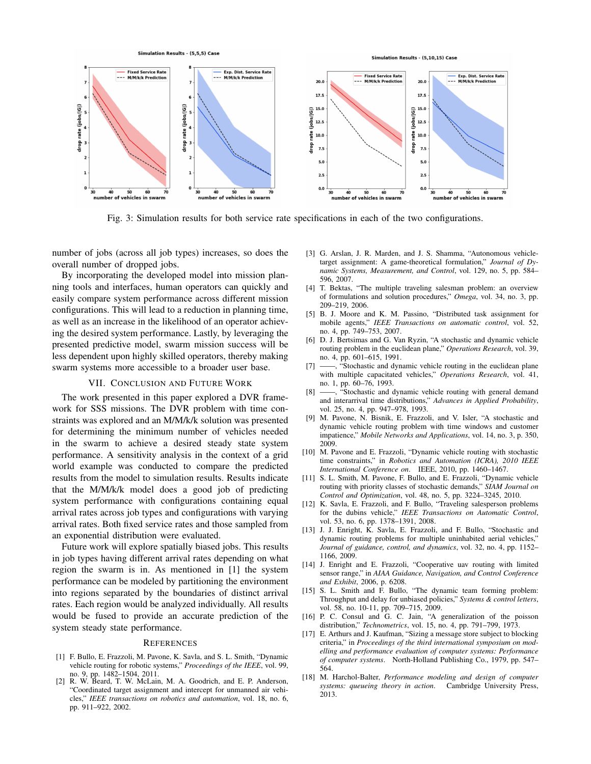Simulation Results - (5,5,5) Case

Fixed Service Rate
M/M/k/k Prediction

Exp. Dist. Service Rate
M/M/k/k Prediction

drop rate (jobs/|G|)

number of vehicles in swarm

Simulation Results - (5,10,15) Case

Fixed Service Rate
M/M/k/k Prediction

Exp. Dist. Service Rate
M/M/k/k Prediction

drop rate (jobs/|G|)

number of vehicles in swarm

Fig. 3: Simulation results for both service rate specifications in each of the two configurations.

number of jobs (across all job types) increases, so does the overall number of dropped jobs.

By incorporating the developed model into mission planning tools and interfaces, human operators can quickly and easily compare system performance across different mission configurations. This will lead to a reduction in planning time, as well as an increase in the likelihood of an operator achieving the desired system performance. Lastly, by leveraging the presented predictive model, swarm mission success will be less dependent upon highly skilled operators, thereby making swarm systems more accessible to a broader user base.

## VII. Conclusion and Future Work

The work presented in this paper explored a DVR framework for SSS missions. The DVR problem with time constraints was explored and an M/M/k/k solution was presented for determining the minimum number of vehicles needed in the swarm to achieve a desired steady state system performance. A sensitivity analysis in the context of a grid world example was conducted to compare the predicted results from the model to simulation results. Results indicate that the M/M/k/k model does a good job of predicting system performance with configurations containing equal arrival rates across job types and configurations with varying arrival rates. Both fixed service rates and those sampled from an exponential distribution were evaluated.

Future work will explore spatially biased jobs. This results in job types having different arrival rates depending on what region the swarm is in. As mentioned in [1] the system performance can be modeled by partitioning the environment into regions separated by the boundaries of distinct arrival rates. Each region would be analyzed individually. All results would be fused to provide an accurate prediction of the system steady state performance.

## References

[1] F. Bullo, E. Frazzoli, M. Pavone, K. Savla, and S. L. Smith, "Dynamic vehicle routing for robotic systems," *Proceedings of the IEEE*, vol. 99, no. 9, pp. 1482–1504, 2011.

[2] R. W. Beard, T. W. McLain, M. A. Goodrich, and E. P. Anderson, "Coordinated target assignment and intercept for unmanned air vehicles," *IEEE transactions on robotics and automation*, vol. 18, no. 6, pp. 911–922, 2002.

[3] G. Arslan, J. R. Marden, and J. S. Shamma, "Autonomous vehicle-target assignment: A game-theoretical formulation," *Journal of Dynamic Systems, Measurement, and Control*, vol. 129, no. 5, pp. 584–596, 2007.

[4] T. Bektas, "The multiple traveling salesman problem: an overview of formulations and solution procedures," *Omega*, vol. 34, no. 3, pp. 209–219, 2006.

[5] B. J. Moore and K. M. Passino, "Distributed task assignment for mobile agents," *IEEE Transactions on automatic control*, vol. 52, no. 4, pp. 749–753, 2007.

[6] D. J. Bertsimas and G. Van Ryzin, "A stochastic and dynamic vehicle routing problem in the euclidean plane," *Operations Research*, vol. 39, no. 4, pp. 601–615, 1991.

[7] ——, "Stochastic and dynamic vehicle routing in the euclidean plane with multiple capacitated vehicles," *Operations Research*, vol. 41, no. 1, pp. 60–76, 1993.

[8] ——, "Stochastic and dynamic vehicle routing with general demand and interarrival time distributions," *Advances in Applied Probability*, vol. 25, no. 4, pp. 947–978, 1993.

[9] M. Pavone, N. Bisnik, E. Frazzoli, and V. Isler, "A stochastic and dynamic vehicle routing problem with time windows and customer impatience," *Mobile Networks and Applications*, vol. 14, no. 3, p. 350, 2009.

[10] M. Pavone and E. Frazzoli, "Dynamic vehicle routing with stochastic time constraints," in *Robotics and Automation (ICRA), 2010 IEEE International Conference on*. IEEE, 2010, pp. 1460–1467.

[11] S. L. Smith, M. Pavone, F. Bullo, and E. Frazzoli, "Dynamic vehicle routing with priority classes of stochastic demands," *SIAM Journal on Control and Optimization*, vol. 48, no. 5, pp. 3224–3245, 2010.

[12] K. Savla, E. Frazzoli, and F. Bullo, "Traveling salesperson problems for the dubins vehicle," *IEEE Transactions on Automatic Control*, vol. 53, no. 6, pp. 1378–1391, 2008.

[13] J. J. Enright, K. Savla, E. Frazzoli, and F. Bullo, "Stochastic and dynamic routing problems for multiple uninhabited aerial vehicles," *Journal of guidance, control, and dynamics*, vol. 32, no. 4, pp. 1152–1166, 2009.

[14] J. Enright and E. Frazzoli, "Cooperative uav routing with limited sensor range," in *AIAA Guidance, Navigation, and Control Conference and Exhibit*, 2006, p. 6208.

[15] S. L. Smith and F. Bullo, "The dynamic team forming problem: Throughput and delay for unbiased policies," *Systems & control letters*, vol. 58, no. 10-11, pp. 709–715, 2009.

[16] P. C. Consul and G. C. Jain, "A generalization of the poisson distribution," *Technometrics*, vol. 15, no. 4, pp. 791–799, 1973.

[17] E. Arthurs and J. Kaufman, "Sizing a message store subject to blocking criteria," in *Proceedings of the third international symposium on modelling and performance evaluation of computer systems: Performance of computer systems*. North-Holland Publishing Co., 1979, pp. 547–564.

[18] M. Harchol-Balter, *Performance modeling and design of computer systems: queueing theory in action*. Cambridge University Press, 2013.